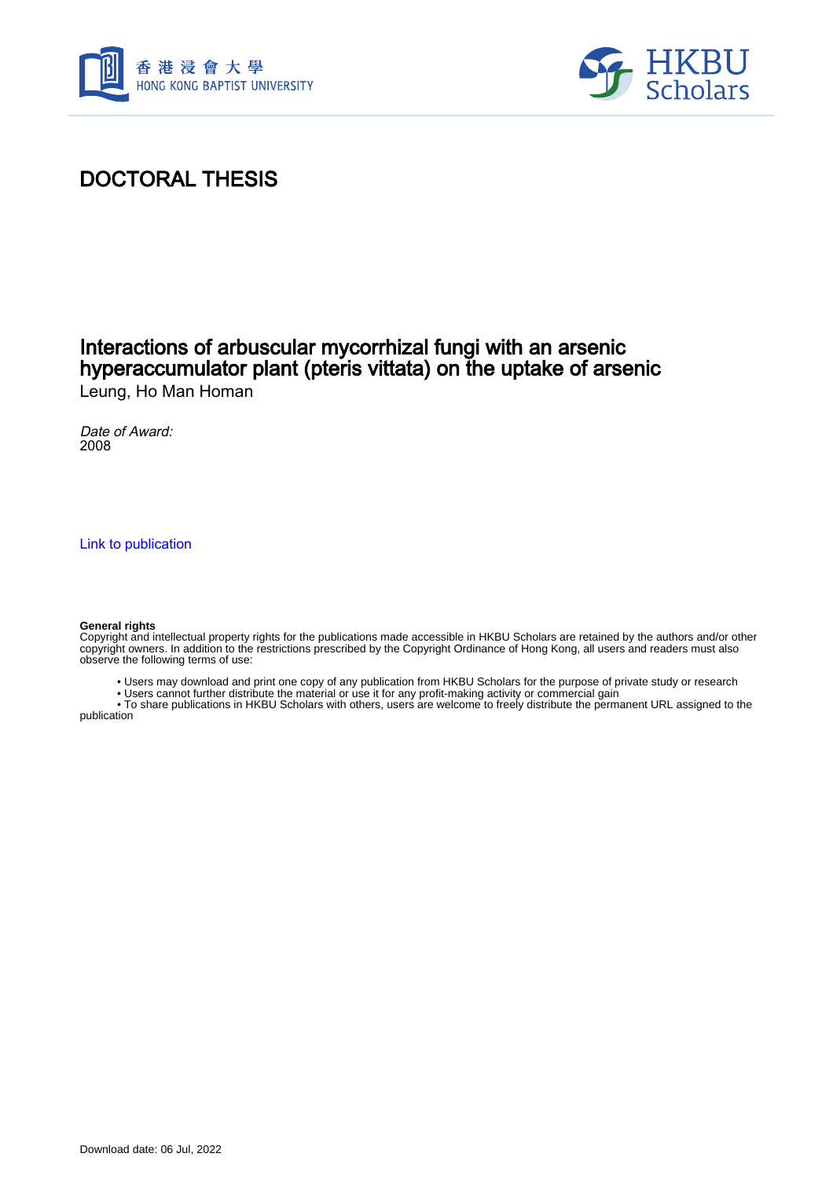# DOCTORAL THESIS

## Interactions of arbuscular mycorrhizal fungi with an arsenic hyperaccumulator plant (pteris vittata) on the uptake of arsenic

Leung, Ho Man Homan

*Date of Award:*
2008

Link to publication

**General rights**
Copyright and intellectual property rights for the publications made accessible in HKBU Scholars are retained by the authors and/or other copyright owners. In addition to the restrictions prescribed by the Copyright Ordinance of Hong Kong, all users and readers must also observe the following terms of use:

- Users may download and print one copy of any publication from HKBU Scholars for the purpose of private study or research
- Users cannot further distribute the material or use it for any profit-making activity or commercial gain
- To share publications in HKBU Scholars with others, users are welcome to freely distribute the permanent URL assigned to the publication

Download date: 06 Jul, 2022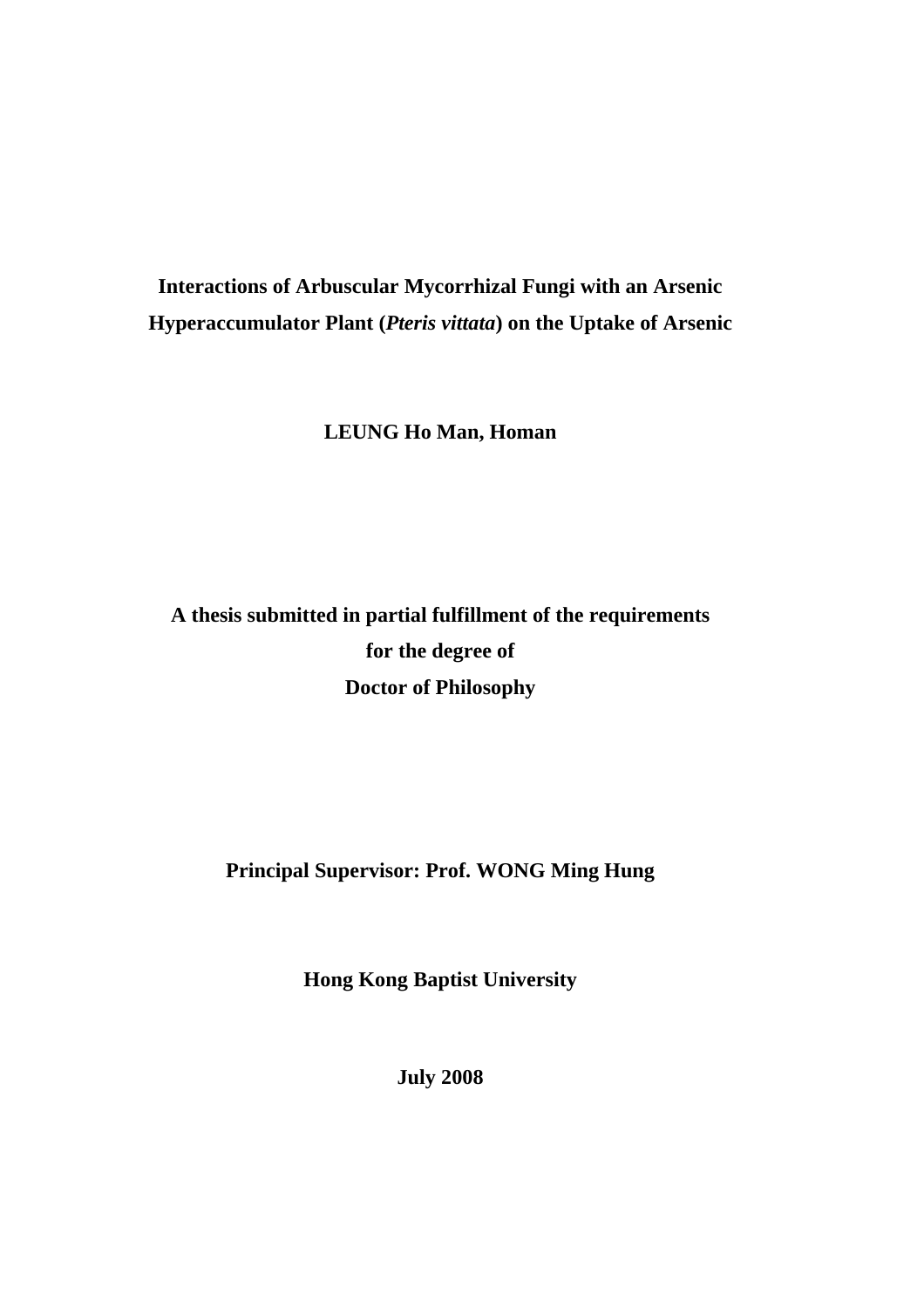# Interactions of Arbuscular Mycorrhizal Fungi with an Arsenic Hyperaccumulator Plant (*Pteris vittata*) on the Uptake of Arsenic

**LEUNG Ho Man, Homan**

**A thesis submitted in partial fulfillment of the requirements for the degree of Doctor of Philosophy**

**Principal Supervisor: Prof. WONG Ming Hung**

**Hong Kong Baptist University**

**July 2008**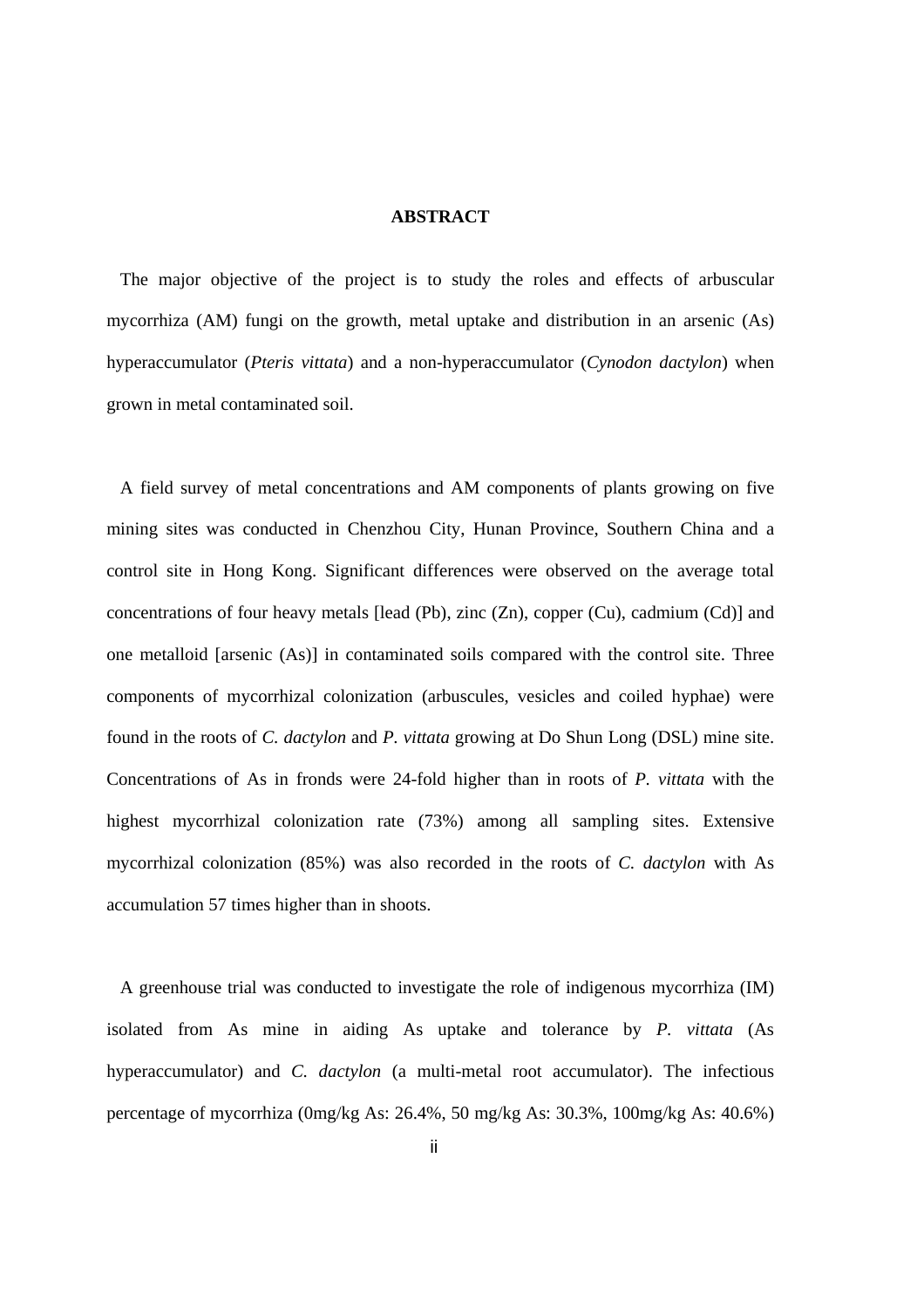# ABSTRACT

The major objective of the project is to study the roles and effects of arbuscular mycorrhiza (AM) fungi on the growth, metal uptake and distribution in an arsenic (As) hyperaccumulator (*Pteris vittata*) and a non-hyperaccumulator (*Cynodon dactylon*) when grown in metal contaminated soil.

A field survey of metal concentrations and AM components of plants growing on five mining sites was conducted in Chenzhou City, Hunan Province, Southern China and a control site in Hong Kong. Significant differences were observed on the average total concentrations of four heavy metals [lead (Pb), zinc (Zn), copper (Cu), cadmium (Cd)] and one metalloid [arsenic (As)] in contaminated soils compared with the control site. Three components of mycorrhizal colonization (arbuscules, vesicles and coiled hyphae) were found in the roots of *C. dactylon* and *P. vittata* growing at Do Shun Long (DSL) mine site. Concentrations of As in fronds were 24-fold higher than in roots of *P. vittata* with the highest mycorrhizal colonization rate (73%) among all sampling sites. Extensive mycorrhizal colonization (85%) was also recorded in the roots of *C. dactylon* with As accumulation 57 times higher than in shoots.

A greenhouse trial was conducted to investigate the role of indigenous mycorrhiza (IM) isolated from As mine in aiding As uptake and tolerance by *P. vittata* (As hyperaccumulator) and *C. dactylon* (a multi-metal root accumulator). The infectious percentage of mycorrhiza (0mg/kg As: 26.4%, 50 mg/kg As: 30.3%, 100mg/kg As: 40.6%)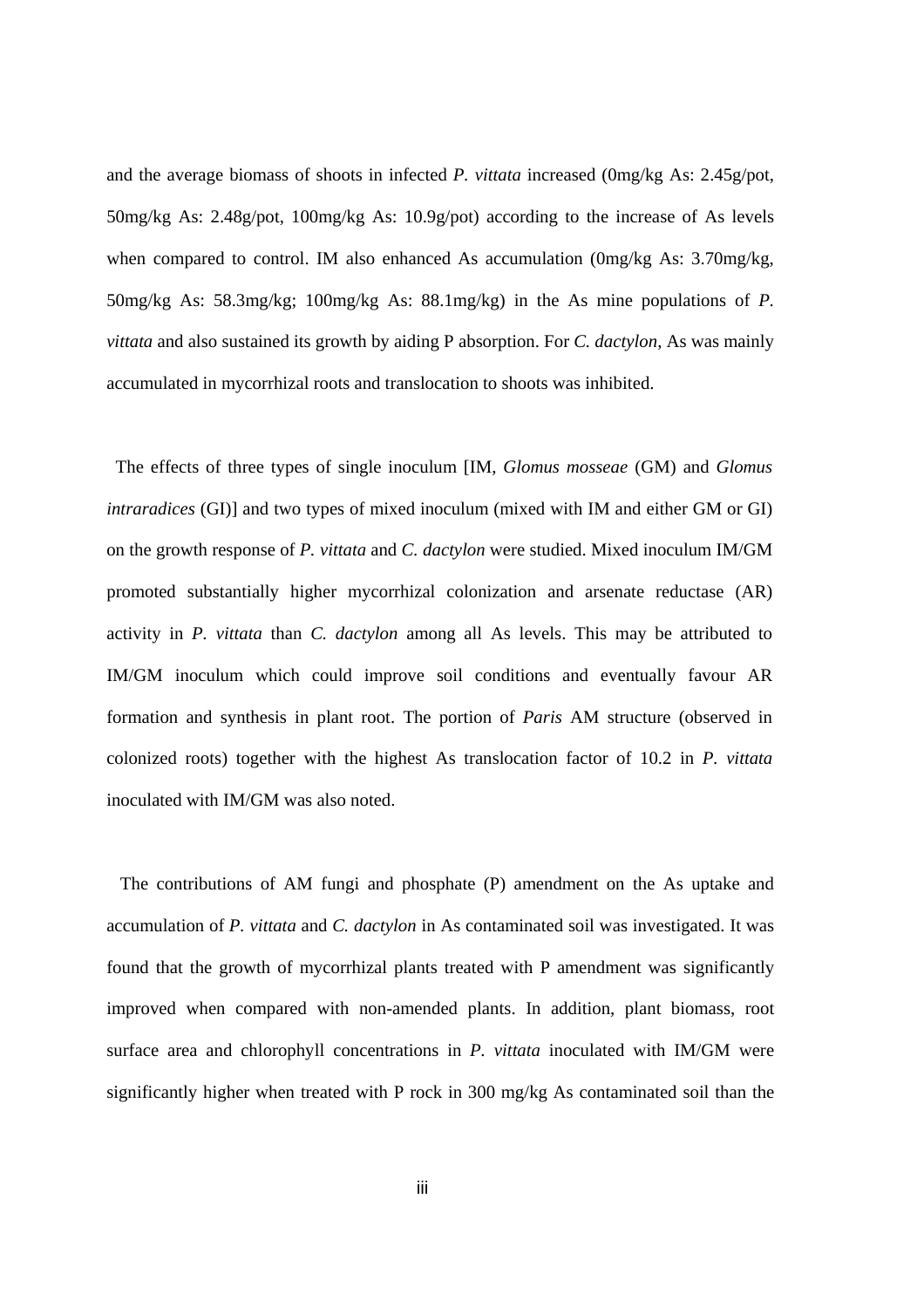and the average biomass of shoots in infected *P. vittata* increased (0mg/kg As: 2.45g/pot, 50mg/kg As: 2.48g/pot, 100mg/kg As: 10.9g/pot) according to the increase of As levels when compared to control. IM also enhanced As accumulation (0mg/kg As: 3.70mg/kg, 50mg/kg As: 58.3mg/kg; 100mg/kg As: 88.1mg/kg) in the As mine populations of *P. vittata* and also sustained its growth by aiding P absorption. For *C. dactylon*, As was mainly accumulated in mycorrhizal roots and translocation to shoots was inhibited.

The effects of three types of single inoculum [IM, *Glomus mosseae* (GM) and *Glomus intraradices* (GI)] and two types of mixed inoculum (mixed with IM and either GM or GI) on the growth response of *P. vittata* and *C. dactylon* were studied. Mixed inoculum IM/GM promoted substantially higher mycorrhizal colonization and arsenate reductase (AR) activity in *P. vittata* than *C. dactylon* among all As levels. This may be attributed to IM/GM inoculum which could improve soil conditions and eventually favour AR formation and synthesis in plant root. The portion of *Paris* AM structure (observed in colonized roots) together with the highest As translocation factor of 10.2 in *P. vittata* inoculated with IM/GM was also noted.

The contributions of AM fungi and phosphate (P) amendment on the As uptake and accumulation of *P. vittata* and *C. dactylon* in As contaminated soil was investigated. It was found that the growth of mycorrhizal plants treated with P amendment was significantly improved when compared with non-amended plants. In addition, plant biomass, root surface area and chlorophyll concentrations in *P. vittata* inoculated with IM/GM were significantly higher when treated with P rock in 300 mg/kg As contaminated soil than the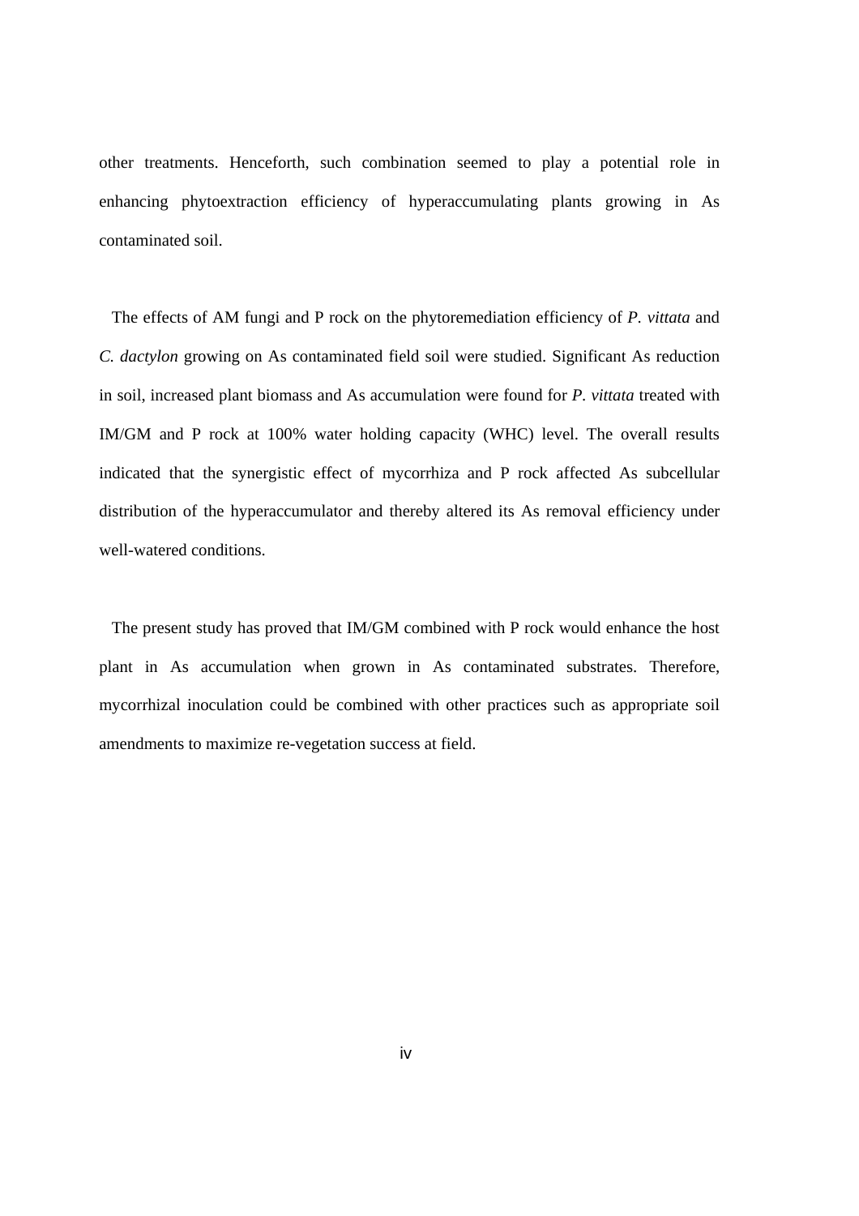other treatments. Henceforth, such combination seemed to play a potential role in enhancing phytoextraction efficiency of hyperaccumulating plants growing in As contaminated soil.

The effects of AM fungi and P rock on the phytoremediation efficiency of *P. vittata* and *C. dactylon* growing on As contaminated field soil were studied. Significant As reduction in soil, increased plant biomass and As accumulation were found for *P. vittata* treated with IM/GM and P rock at 100% water holding capacity (WHC) level. The overall results indicated that the synergistic effect of mycorrhiza and P rock affected As subcellular distribution of the hyperaccumulator and thereby altered its As removal efficiency under well-watered conditions.

The present study has proved that IM/GM combined with P rock would enhance the host plant in As accumulation when grown in As contaminated substrates. Therefore, mycorrhizal inoculation could be combined with other practices such as appropriate soil amendments to maximize re-vegetation success at field.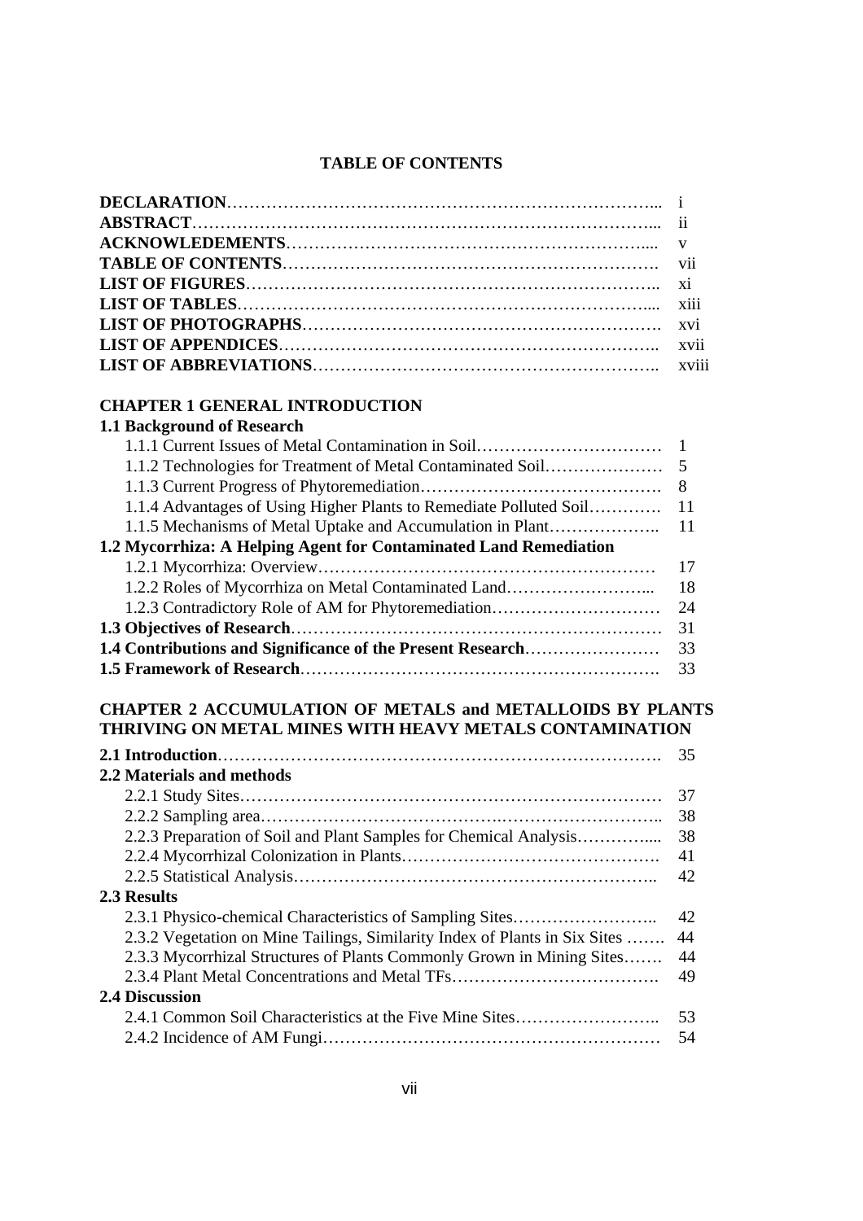# TABLE OF CONTENTS

| | |
|---|---|
| **DECLARATION** | i |
| **ABSTRACT** | ii |
| **ACKNOWLEDEMENTS** | v |
| **TABLE OF CONTENTS** | vii |
| **LIST OF FIGURES** | xi |
| **LIST OF TABLES** | xiii |
| **LIST OF PHOTOGRAPHS** | xvi |
| **LIST OF APPENDICES** | xvii |
| **LIST OF ABBREVIATIONS** | xviii |

**CHAPTER 1 GENERAL INTRODUCTION**

| | |
|---|---|
| **1.1 Background of Research** | |
| 1.1.1 Current Issues of Metal Contamination in Soil | 1 |
| 1.1.2 Technologies for Treatment of Metal Contaminated Soil | 5 |
| 1.1.3 Current Progress of Phytoremediation | 8 |
| 1.1.4 Advantages of Using Higher Plants to Remediate Polluted Soil | 11 |
| 1.1.5 Mechanisms of Metal Uptake and Accumulation in Plant | 11 |
| **1.2 Mycorrhiza: A Helping Agent for Contaminated Land Remediation** | |
| 1.2.1 Mycorrhiza: Overview | 17 |
| 1.2.2 Roles of Mycorrhiza on Metal Contaminated Land | 18 |
| 1.2.3 Contradictory Role of AM for Phytoremediation | 24 |
| **1.3 Objectives of Research** | 31 |
| **1.4 Contributions and Significance of the Present Research** | 33 |
| **1.5 Framework of Research** | 33 |

**CHAPTER 2 ACCUMULATION OF METALS and METALLOIDS BY PLANTS THRIVING ON METAL MINES WITH HEAVY METALS CONTAMINATION**

| | |
|---|---|
| **2.1 Introduction** | 35 |
| **2.2 Materials and methods** | |
| 2.2.1 Study Sites | 37 |
| 2.2.2 Sampling area | 38 |
| 2.2.3 Preparation of Soil and Plant Samples for Chemical Analysis | 38 |
| 2.2.4 Mycorrhizal Colonization in Plants | 41 |
| 2.2.5 Statistical Analysis | 42 |
| **2.3 Results** | |
| 2.3.1 Physico-chemical Characteristics of Sampling Sites | 42 |
| 2.3.2 Vegetation on Mine Tailings, Similarity Index of Plants in Six Sites | 44 |
| 2.3.3 Mycorrhizal Structures of Plants Commonly Grown in Mining Sites | 44 |
| 2.3.4 Plant Metal Concentrations and Metal TFs | 49 |
| **2.4 Discussion** | |
| 2.4.1 Common Soil Characteristics at the Five Mine Sites | 53 |
| 2.4.2 Incidence of AM Fungi | 54 |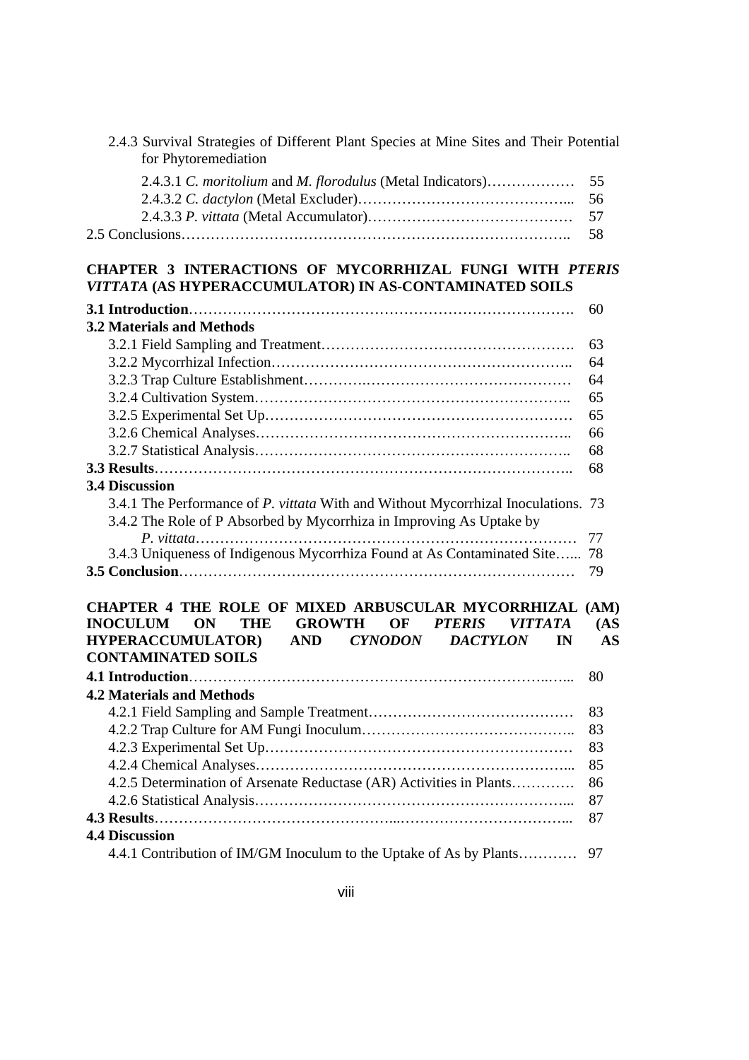2.4.3 Survival Strategies of Different Plant Species at Mine Sites and Their Potential for Phytoremediation

2.4.3.1 *C. moritolium* and *M. florodulus* (Metal Indicators)……………… 55
2.4.3.2 *C. dactylon* (Metal Excluder)…………………………………... 56
2.4.3.3 *P. vittata* (Metal Accumulator)…………………………………… 57
2.5 Conclusions………………………………………………………………….. 58

**CHAPTER 3 INTERACTIONS OF MYCORRHIZAL FUNGI WITH *PTERIS VITTATA* (AS HYPERACCUMULATOR) IN AS-CONTAMINATED SOILS**

**3.1 Introduction**………………………………………………………………. 60
**3.2 Materials and Methods**
3.2.1 Field Sampling and Treatment……………………………………………. 63
3.2.2 Mycorrhizal Infection…………………………………………………….. 64
3.2.3 Trap Culture Establishment………….…………………………………… 64
3.2.4 Cultivation System……………………………………………………….. 65
3.2.5 Experimental Set Up……………………………………………………… 65
3.2.6 Chemical Analyses……………………………………………………….. 66
3.2.7 Statistical Analysis……………………………………………………….. 68
**3.3 Results**……………………………………………………………………….. 68
**3.4 Discussion**
3.4.1 The Performance of *P. vittata* With and Without Mycorrhizal Inoculations. 73
3.4.2 The Role of P Absorbed by Mycorrhiza in Improving As Uptake by *P. vittata*……………………………………………………………………… 77
3.4.3 Uniqueness of Indigenous Mycorrhiza Found at As Contaminated Site…... 78
**3.5 Conclusion**…………………………………………………………………… 79

**CHAPTER 4 THE ROLE OF MIXED ARBUSCULAR MYCORRHIZAL (AM) INOCULUM ON THE GROWTH OF *PTERIS VITTATA* (AS HYPERACCUMULATOR) AND *CYNODON DACTYLON* IN AS CONTAMINATED SOILS**

**4.1 Introduction**…………………………………………………………..….. 80
**4.2 Materials and Methods**
4.2.1 Field Sampling and Sample Treatment…………………………………… 83
4.2.2 Trap Culture for AM Fungi Inoculum…………………………………….. 83
4.2.3 Experimental Set Up……………………………………………………… 83
4.2.4 Chemical Analyses………………………………………………………... 85
4.2.5 Determination of Arsenate Reductase (AR) Activities in Plants…………. 86
4.2.6 Statistical Analysis………………………………………………………... 87
**4.3 Results**…………………………………………...……………………………... 87
**4.4 Discussion**
4.4.1 Contribution of IM/GM Inoculum to the Uptake of As by Plants………… 97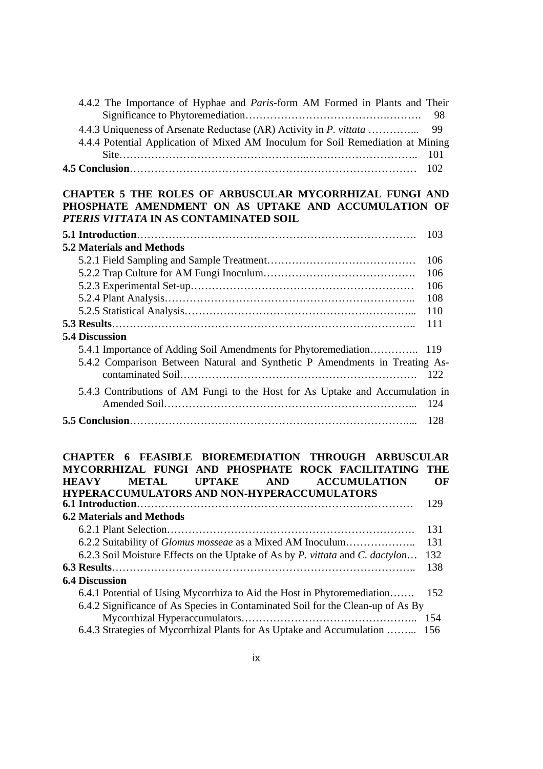4.4.2 The Importance of Hyphae and *Paris*-form AM Formed in Plants and Their Significance to Phytoremediation………………………………………………. 98

4.4.3 Uniqueness of Arsenate Reductase (AR) Activity in *P. vittata* ………….. 99

4.4.4 Potential Application of Mixed AM Inoculum for Soil Remediation at Mining Site……………………………………………………………………………….. 101

**4.5 Conclusion**……………………………………………………………………… 102

**CHAPTER 5 THE ROLES OF ARBUSCULAR MYCORRHIZAL FUNGI AND PHOSPHATE AMENDMENT ON AS UPTAKE AND ACCUMULATION OF *PTERIS VITTATA* IN AS CONTAMINATED SOIL**

**5.1 Introduction**……………………………………………………………………. 103

**5.2 Materials and Methods**

5.2.1 Field Sampling and Sample Treatment…………………………………… 106

5.2.2 Trap Culture for AM Fungi Inoculum……………………………………. 106

5.2.3 Experimental Set-up……………………………………………………… 106

5.2.4 Plant Analysis…………………………………………………………….. 108

5.2.5 Statistical Analysis………………………………………………………... 110

**5.3 Results**………………………………………………………………………….. 111

**5.4 Discussion**

5.4.1 Importance of Adding Soil Amendments for Phytoremediation………….. 119

5.4.2 Comparison Between Natural and Synthetic P Amendments in Treating As-contaminated Soil……………………………………………………………. 122

5.4.3 Contributions of AM Fungi to the Host for As Uptake and Accumulation in Amended Soil…………………………………………………………………... 124

**5.5 Conclusion**……………………………………………………………………... 128

**CHAPTER 6 FEASIBLE BIOREMEDIATION THROUGH ARBUSCULAR MYCORRHIZAL FUNGI AND PHOSPHATE ROCK FACILITATING THE HEAVY METAL UPTAKE AND ACCUMULATION OF HYPERACCUMULATORS AND NON-HYPERACCUMULATORS**

**6.1 Introduction**……………………………………………………………………. 129

**6.2 Materials and Methods**

6.2.1 Plant Selection……………………………………………………………. 131

6.2.2 Suitability of *Glomus mosseae* as a Mixed AM Inoculum……………….. 131

6.2.3 Soil Moisture Effects on the Uptake of As by *P. vittata* and *C. dactylon*… 132

**6.3 Results**………………………………………………………………………….. 138

**6.4 Discussion**

6.4.1 Potential of Using Mycorrhiza to Aid the Host in Phytoremediation……. 152

6.4.2 Significance of As Species in Contaminated Soil for the Clean-up of As By Mycorrhizal Hyperaccumulators……………………………………………….. 154

6.4.3 Strategies of Mycorrhizal Plants for As Uptake and Accumulation ……... 156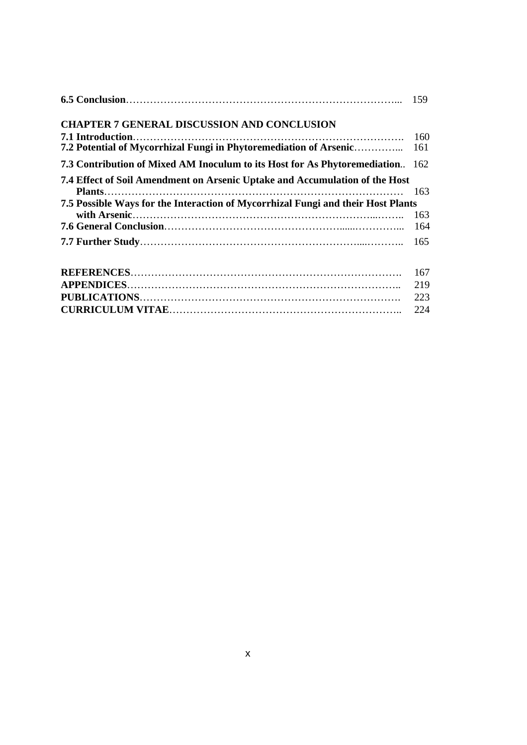**6.5 Conclusion**………………………………………………………………………... 159

**CHAPTER 7 GENERAL DISCUSSION AND CONCLUSION**

**7.1 Introduction**………………………………………………………………………. 160

**7.2 Potential of Mycorrhizal Fungi in Phytoremediation of Arsenic**…………... 161

**7.3 Contribution of Mixed AM Inoculum to its Host for As Phytoremediation**.. 162

**7.4 Effect of Soil Amendment on Arsenic Uptake and Accumulation of the Host Plants**………………………………………………………………………… 163

**7.5 Possible Ways for the Interaction of Mycorrhizal Fungi and their Host Plants with Arsenic**……………………………………………………………...…….. 163

**7.6 General Conclusion**……………………………………………......…………... 164

**7.7 Further Study**…………………………………………………………....……….. 165

**REFERENCES**………………………………………………………………………. 167

**APPENDICES**……………………………………………………………………….. 219

**PUBLICATIONS**…………………………………………………………………… 223

**CURRICULUM VITAE**…………………………………………………………….. 224